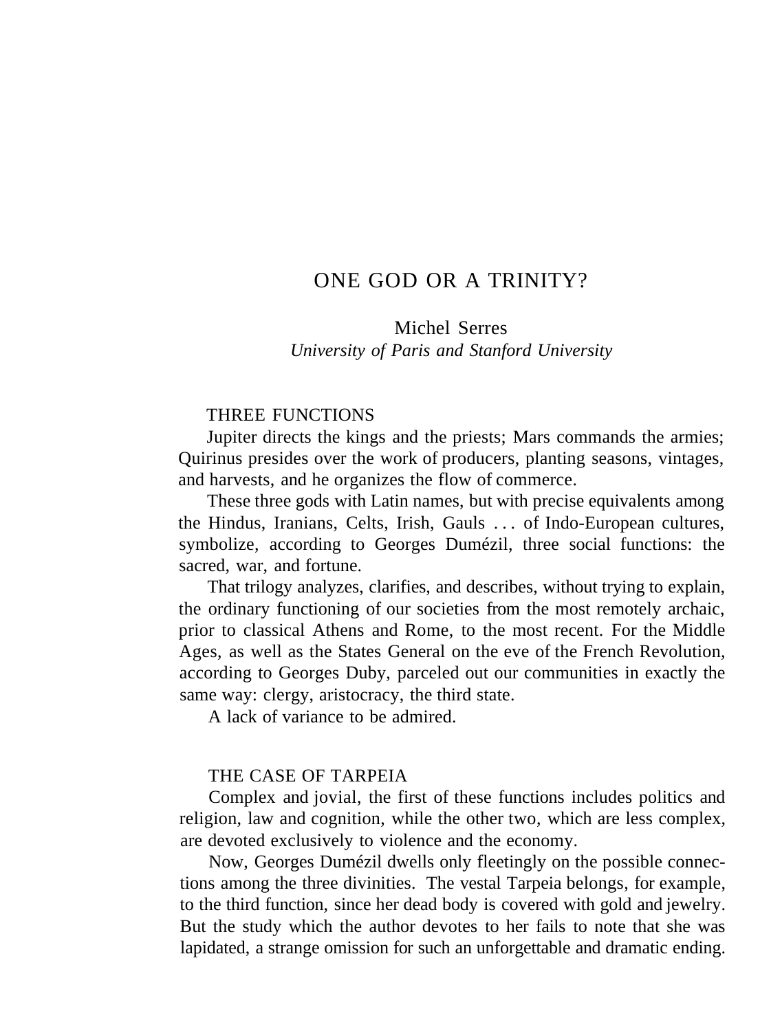# ONE GOD OR A TRINITY?

Michel Serres
*University of Paris and Stanford University*

## THREE FUNCTIONS

Jupiter directs the kings and the priests; Mars commands the armies; Quirinus presides over the work of producers, planting seasons, vintages, and harvests, and he organizes the flow of commerce.

These three gods with Latin names, but with precise equivalents among the Hindus, Iranians, Celts, Irish, Gauls . . . of Indo-European cultures, symbolize, according to Georges Dumézil, three social functions: the sacred, war, and fortune.

That trilogy analyzes, clarifies, and describes, without trying to explain, the ordinary functioning of our societies from the most remotely archaic, prior to classical Athens and Rome, to the most recent. For the Middle Ages, as well as the States General on the eve of the French Revolution, according to Georges Duby, parceled out our communities in exactly the same way: clergy, aristocracy, the third state.

A lack of variance to be admired.

## THE CASE OF TARPEIA

Complex and jovial, the first of these functions includes politics and religion, law and cognition, while the other two, which are less complex, are devoted exclusively to violence and the economy.

Now, Georges Dumézil dwells only fleetingly on the possible connections among the three divinities. The vestal Tarpeia belongs, for example, to the third function, since her dead body is covered with gold and jewelry. But the study which the author devotes to her fails to note that she was lapidated, a strange omission for such an unforgettable and dramatic ending.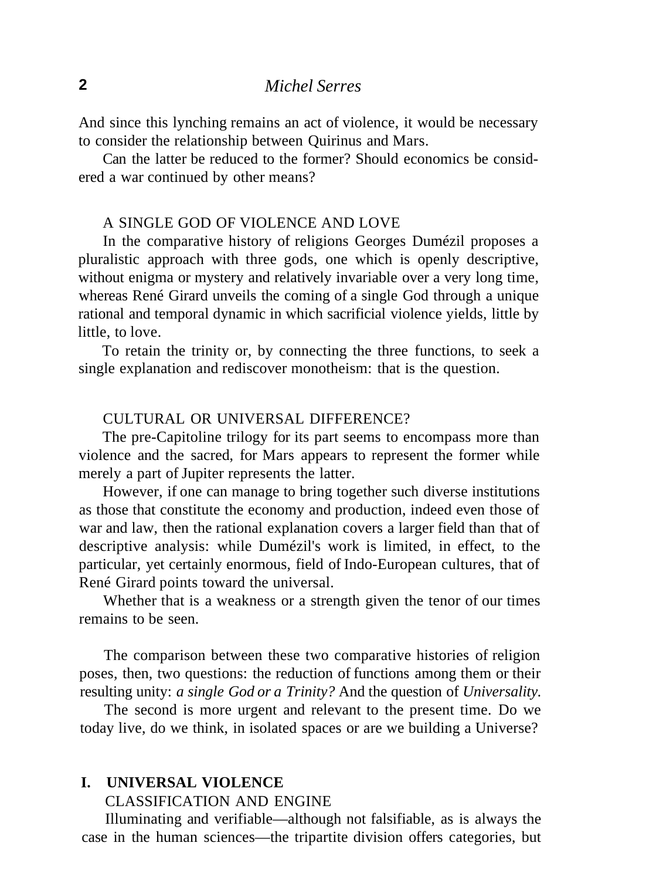And since this lynching remains an act of violence, it would be necessary to consider the relationship between Quirinus and Mars.

Can the latter be reduced to the former? Should economics be considered a war continued by other means?

### A SINGLE GOD OF VIOLENCE AND LOVE

In the comparative history of religions Georges Dumézil proposes a pluralistic approach with three gods, one which is openly descriptive, without enigma or mystery and relatively invariable over a very long time, whereas René Girard unveils the coming of a single God through a unique rational and temporal dynamic in which sacrificial violence yields, little by little, to love.

To retain the trinity or, by connecting the three functions, to seek a single explanation and rediscover monotheism: that is the question.

### CULTURAL OR UNIVERSAL DIFFERENCE?

The pre-Capitoline trilogy for its part seems to encompass more than violence and the sacred, for Mars appears to represent the former while merely a part of Jupiter represents the latter.

However, if one can manage to bring together such diverse institutions as those that constitute the economy and production, indeed even those of war and law, then the rational explanation covers a larger field than that of descriptive analysis: while Dumézil's work is limited, in effect, to the particular, yet certainly enormous, field of Indo-European cultures, that of René Girard points toward the universal.

Whether that is a weakness or a strength given the tenor of our times remains to be seen.

The comparison between these two comparative histories of religion poses, then, two questions: the reduction of functions among them or their resulting unity: *a single God or a Trinity?* And the question of *Universality.*

The second is more urgent and relevant to the present time. Do we today live, do we think, in isolated spaces or are we building a Universe?

## I. UNIVERSAL VIOLENCE

### CLASSIFICATION AND ENGINE

Illuminating and verifiable—although not falsifiable, as is always the case in the human sciences—the tripartite division offers categories, but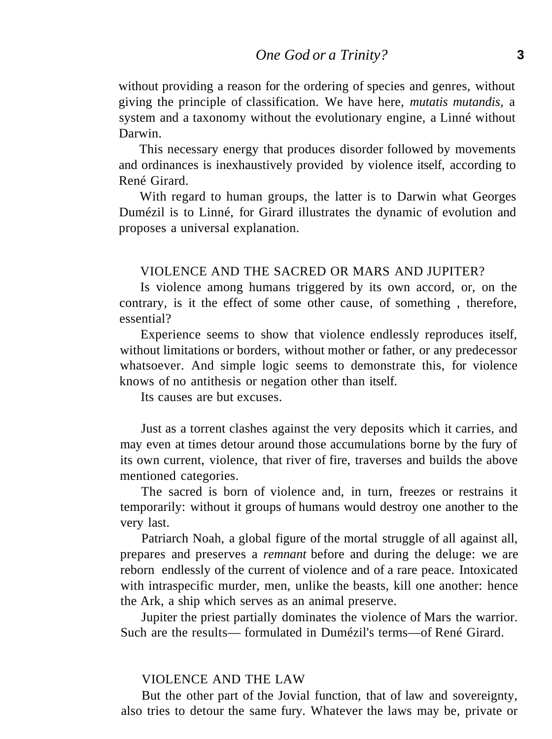without providing a reason for the ordering of species and genres, without giving the principle of classification. We have here, *mutatis mutandis,* a system and a taxonomy without the evolutionary engine, a Linné without Darwin.

This necessary energy that produces disorder followed by movements and ordinances is inexhaustively provided by violence itself, according to René Girard.

With regard to human groups, the latter is to Darwin what Georges Dumézil is to Linné, for Girard illustrates the dynamic of evolution and proposes a universal explanation.

## VIOLENCE AND THE SACRED OR MARS AND JUPITER?

Is violence among humans triggered by its own accord, or, on the contrary, is it the effect of some other cause, of something , therefore, essential?

Experience seems to show that violence endlessly reproduces itself, without limitations or borders, without mother or father, or any predecessor whatsoever. And simple logic seems to demonstrate this, for violence knows of no antithesis or negation other than itself.

Its causes are but excuses.

Just as a torrent clashes against the very deposits which it carries, and may even at times detour around those accumulations borne by the fury of its own current, violence, that river of fire, traverses and builds the above mentioned categories.

The sacred is born of violence and, in turn, freezes or restrains it temporarily: without it groups of humans would destroy one another to the very last.

Patriarch Noah, a global figure of the mortal struggle of all against all, prepares and preserves a *remnant* before and during the deluge: we are reborn endlessly of the current of violence and of a rare peace. Intoxicated with intraspecific murder, men, unlike the beasts, kill one another: hence the Ark, a ship which serves as an animal preserve.

Jupiter the priest partially dominates the violence of Mars the warrior. Such are the results— formulated in Dumézil's terms—of René Girard.

## VIOLENCE AND THE LAW

But the other part of the Jovial function, that of law and sovereignty, also tries to detour the same fury. Whatever the laws may be, private or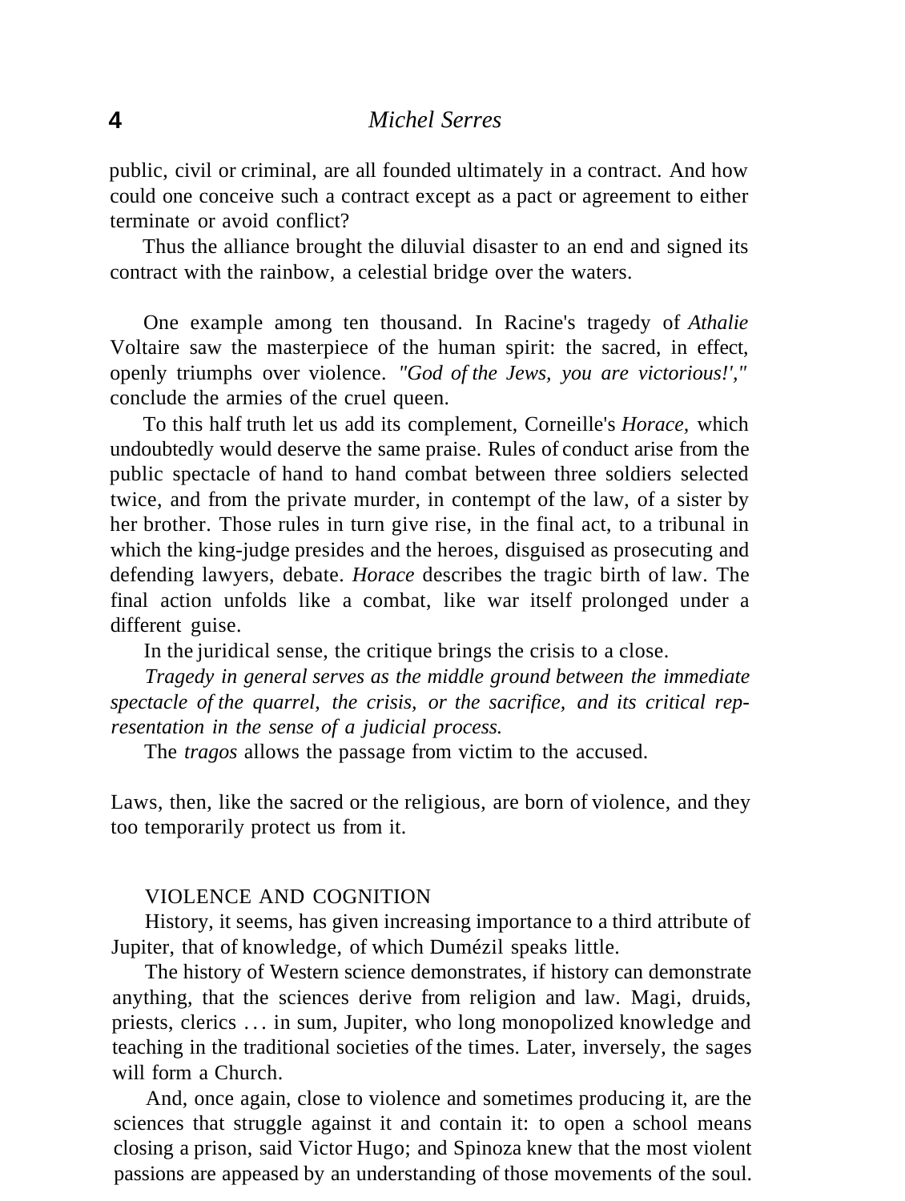public, civil or criminal, are all founded ultimately in a contract. And how could one conceive such a contract except as a pact or agreement to either terminate or avoid conflict?

Thus the alliance brought the diluvial disaster to an end and signed its contract with the rainbow, a celestial bridge over the waters.

One example among ten thousand. In Racine's tragedy of *Athalie* Voltaire saw the masterpiece of the human spirit: the sacred, in effect, openly triumphs over violence. *"God of the Jews, you are victorious!',"* conclude the armies of the cruel queen.

To this half truth let us add its complement, Corneille's *Horace*, which undoubtedly would deserve the same praise. Rules of conduct arise from the public spectacle of hand to hand combat between three soldiers selected twice, and from the private murder, in contempt of the law, of a sister by her brother. Those rules in turn give rise, in the final act, to a tribunal in which the king-judge presides and the heroes, disguised as prosecuting and defending lawyers, debate. *Horace* describes the tragic birth of law. The final action unfolds like a combat, like war itself prolonged under a different guise.

In the juridical sense, the critique brings the crisis to a close.

*Tragedy in general serves as the middle ground between the immediate spectacle of the quarrel, the crisis, or the sacrifice, and its critical representation in the sense of a judicial process.*

The *tragos* allows the passage from victim to the accused.

Laws, then, like the sacred or the religious, are born of violence, and they too temporarily protect us from it.

## VIOLENCE AND COGNITION

History, it seems, has given increasing importance to a third attribute of Jupiter, that of knowledge, of which Dumézil speaks little.

The history of Western science demonstrates, if history can demonstrate anything, that the sciences derive from religion and law. Magi, druids, priests, clerics ... in sum, Jupiter, who long monopolized knowledge and teaching in the traditional societies of the times. Later, inversely, the sages will form a Church.

And, once again, close to violence and sometimes producing it, are the sciences that struggle against it and contain it: to open a school means closing a prison, said Victor Hugo; and Spinoza knew that the most violent passions are appeased by an understanding of those movements of the soul.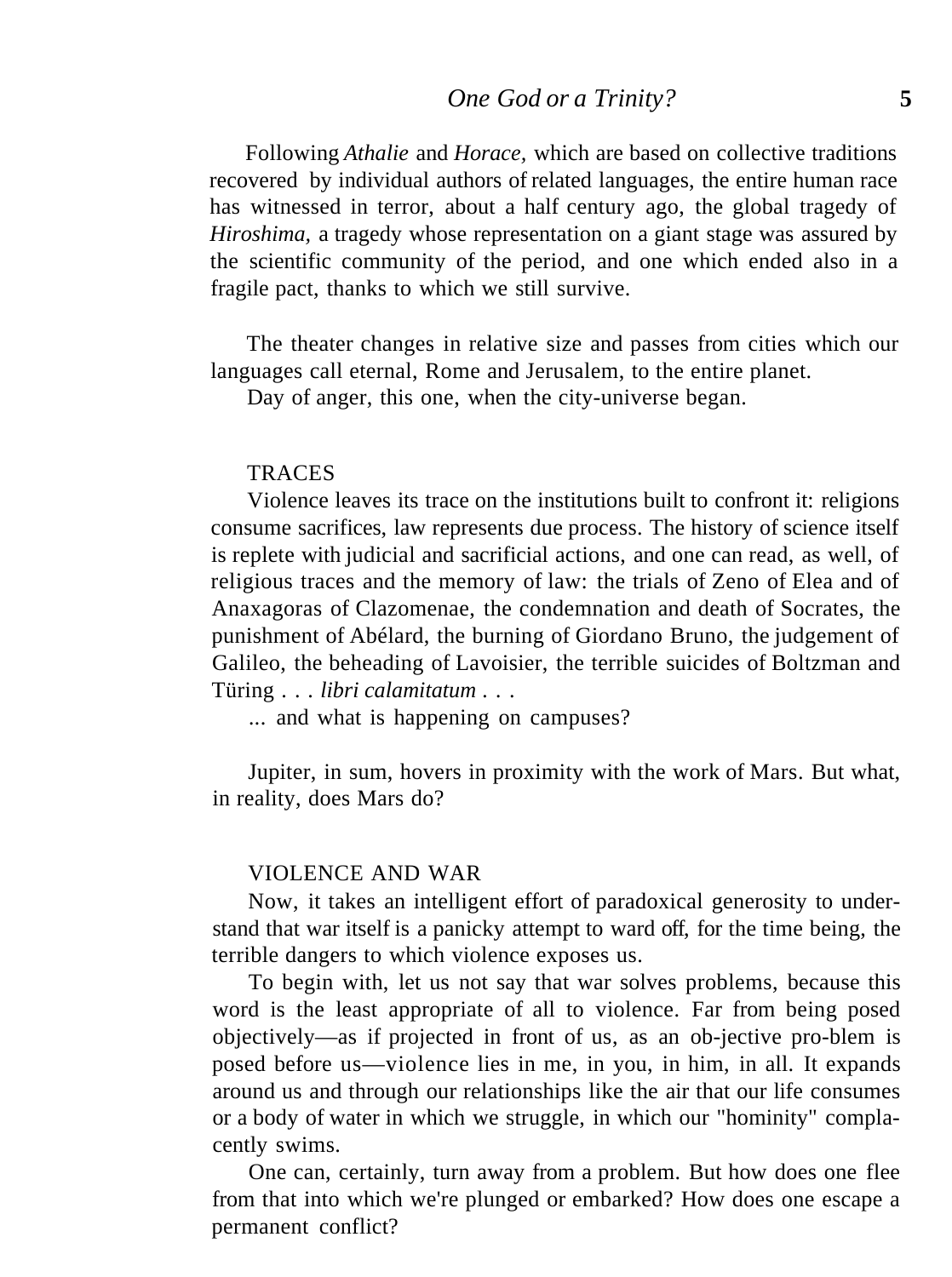Following *Athalie* and *Horace,* which are based on collective traditions recovered by individual authors of related languages, the entire human race has witnessed in terror, about a half century ago, the global tragedy of *Hiroshima,* a tragedy whose representation on a giant stage was assured by the scientific community of the period, and one which ended also in a fragile pact, thanks to which we still survive.

The theater changes in relative size and passes from cities which our languages call eternal, Rome and Jerusalem, to the entire planet.

Day of anger, this one, when the city-universe began.

### TRACES

Violence leaves its trace on the institutions built to confront it: religions consume sacrifices, law represents due process. The history of science itself is replete with judicial and sacrificial actions, and one can read, as well, of religious traces and the memory of law: the trials of Zeno of Elea and of Anaxagoras of Clazomenae, the condemnation and death of Socrates, the punishment of Abélard, the burning of Giordano Bruno, the judgement of Galileo, the beheading of Lavoisier, the terrible suicides of Boltzman and Türing . . . *libri calamitatum* . . .

... and what is happening on campuses?

Jupiter, in sum, hovers in proximity with the work of Mars. But what, in reality, does Mars do?

### VIOLENCE AND WAR

Now, it takes an intelligent effort of paradoxical generosity to understand that war itself is a panicky attempt to ward off, for the time being, the terrible dangers to which violence exposes us.

To begin with, let us not say that war solves problems, because this word is the least appropriate of all to violence. Far from being posed objectively—as if projected in front of us, as an ob-jective pro-blem is posed before us—violence lies in me, in you, in him, in all. It expands around us and through our relationships like the air that our life consumes or a body of water in which we struggle, in which our "hominity" complacently swims.

One can, certainly, turn away from a problem. But how does one flee from that into which we're plunged or embarked? How does one escape a permanent conflict?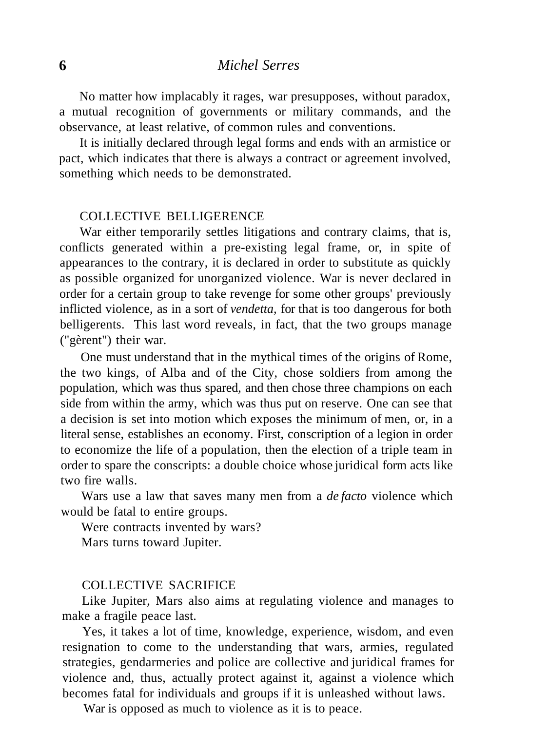No matter how implacably it rages, war presupposes, without paradox, a mutual recognition of governments or military commands, and the observance, at least relative, of common rules and conventions.

It is initially declared through legal forms and ends with an armistice or pact, which indicates that there is always a contract or agreement involved, something which needs to be demonstrated.

## COLLECTIVE BELLIGERENCE

War either temporarily settles litigations and contrary claims, that is, conflicts generated within a pre-existing legal frame, or, in spite of appearances to the contrary, it is declared in order to substitute as quickly as possible organized for unorganized violence. War is never declared in order for a certain group to take revenge for some other groups' previously inflicted violence, as in a sort of *vendetta,* for that is too dangerous for both belligerents. This last word reveals, in fact, that the two groups manage ("gèrent") their war.

One must understand that in the mythical times of the origins of Rome, the two kings, of Alba and of the City, chose soldiers from among the population, which was thus spared, and then chose three champions on each side from within the army, which was thus put on reserve. One can see that a decision is set into motion which exposes the minimum of men, or, in a literal sense, establishes an economy. First, conscription of a legion in order to economize the life of a population, then the election of a triple team in order to spare the conscripts: a double choice whose juridical form acts like two fire walls.

Wars use a law that saves many men from a *de facto* violence which would be fatal to entire groups.

Were contracts invented by wars?

Mars turns toward Jupiter.

## COLLECTIVE SACRIFICE

Like Jupiter, Mars also aims at regulating violence and manages to make a fragile peace last.

Yes, it takes a lot of time, knowledge, experience, wisdom, and even resignation to come to the understanding that wars, armies, regulated strategies, gendarmeries and police are collective and juridical frames for violence and, thus, actually protect against it, against a violence which becomes fatal for individuals and groups if it is unleashed without laws.

War is opposed as much to violence as it is to peace.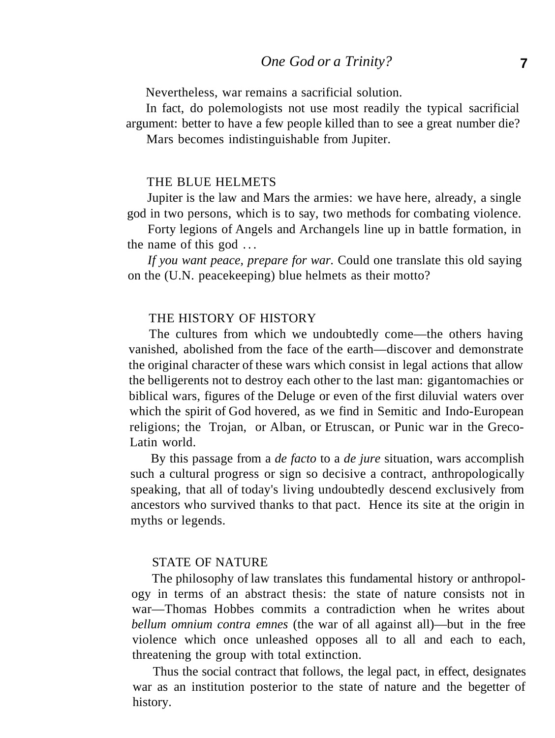Nevertheless, war remains a sacrificial solution.

In fact, do polemologists not use most readily the typical sacrificial argument: better to have a few people killed than to see a great number die?

Mars becomes indistinguishable from Jupiter.

## THE BLUE HELMETS

Jupiter is the law and Mars the armies: we have here, already, a single god in two persons, which is to say, two methods for combating violence.

Forty legions of Angels and Archangels line up in battle formation, in the name of this god . . .

*If you want peace, prepare for war.* Could one translate this old saying on the (U.N. peacekeeping) blue helmets as their motto?

## THE HISTORY OF HISTORY

The cultures from which we undoubtedly come—the others having vanished, abolished from the face of the earth—discover and demonstrate the original character of these wars which consist in legal actions that allow the belligerents not to destroy each other to the last man: gigantomachies or biblical wars, figures of the Deluge or even of the first diluvial waters over which the spirit of God hovered, as we find in Semitic and Indo-European religions; the Trojan, or Alban, or Etruscan, or Punic war in the Greco-Latin world.

By this passage from a *de facto* to a *de jure* situation, wars accomplish such a cultural progress or sign so decisive a contract, anthropologically speaking, that all of today's living undoubtedly descend exclusively from ancestors who survived thanks to that pact. Hence its site at the origin in myths or legends.

## STATE OF NATURE

The philosophy of law translates this fundamental history or anthropology in terms of an abstract thesis: the state of nature consists not in war—Thomas Hobbes commits a contradiction when he writes about *bellum omnium contra emnes* (the war of all against all)—but in the free violence which once unleashed opposes all to all and each to each, threatening the group with total extinction.

Thus the social contract that follows, the legal pact, in effect, designates war as an institution posterior to the state of nature and the begetter of history.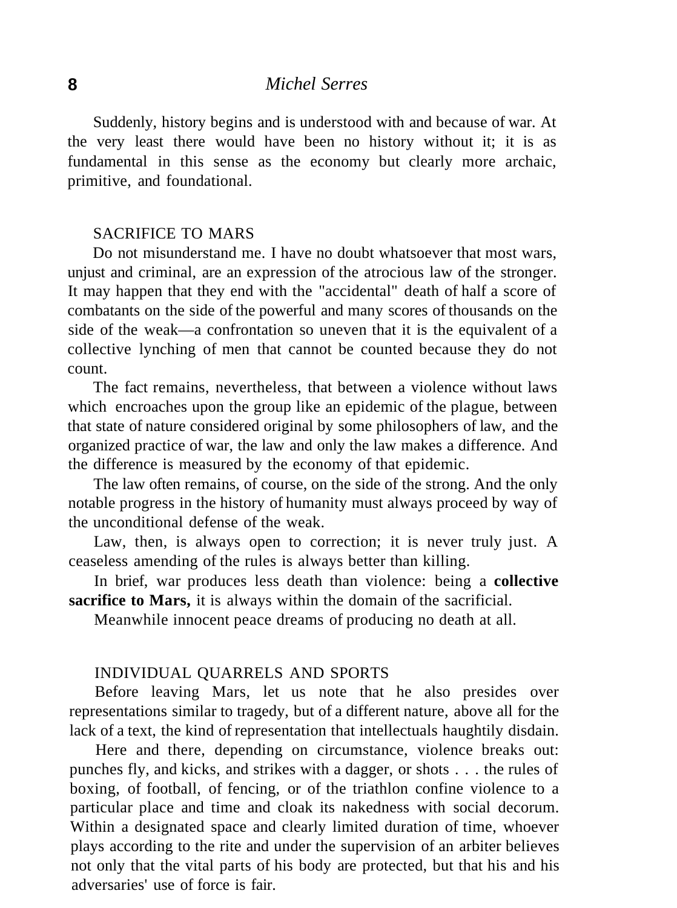Suddenly, history begins and is understood with and because of war. At the very least there would have been no history without it; it is as fundamental in this sense as the economy but clearly more archaic, primitive, and foundational.

## SACRIFICE TO MARS

Do not misunderstand me. I have no doubt whatsoever that most wars, unjust and criminal, are an expression of the atrocious law of the stronger. It may happen that they end with the "accidental" death of half a score of combatants on the side of the powerful and many scores of thousands on the side of the weak—a confrontation so uneven that it is the equivalent of a collective lynching of men that cannot be counted because they do not count.

The fact remains, nevertheless, that between a violence without laws which encroaches upon the group like an epidemic of the plague, between that state of nature considered original by some philosophers of law, and the organized practice of war, the law and only the law makes a difference. And the difference is measured by the economy of that epidemic.

The law often remains, of course, on the side of the strong. And the only notable progress in the history of humanity must always proceed by way of the unconditional defense of the weak.

Law, then, is always open to correction; it is never truly just. A ceaseless amending of the rules is always better than killing.

In brief, war produces less death than violence: being a **collective sacrifice to Mars,** it is always within the domain of the sacrificial.

Meanwhile innocent peace dreams of producing no death at all.

## INDIVIDUAL QUARRELS AND SPORTS

Before leaving Mars, let us note that he also presides over representations similar to tragedy, but of a different nature, above all for the lack of a text, the kind of representation that intellectuals haughtily disdain.

Here and there, depending on circumstance, violence breaks out: punches fly, and kicks, and strikes with a dagger, or shots . . . the rules of boxing, of football, of fencing, or of the triathlon confine violence to a particular place and time and cloak its nakedness with social decorum. Within a designated space and clearly limited duration of time, whoever plays according to the rite and under the supervision of an arbiter believes not only that the vital parts of his body are protected, but that his and his adversaries' use of force is fair.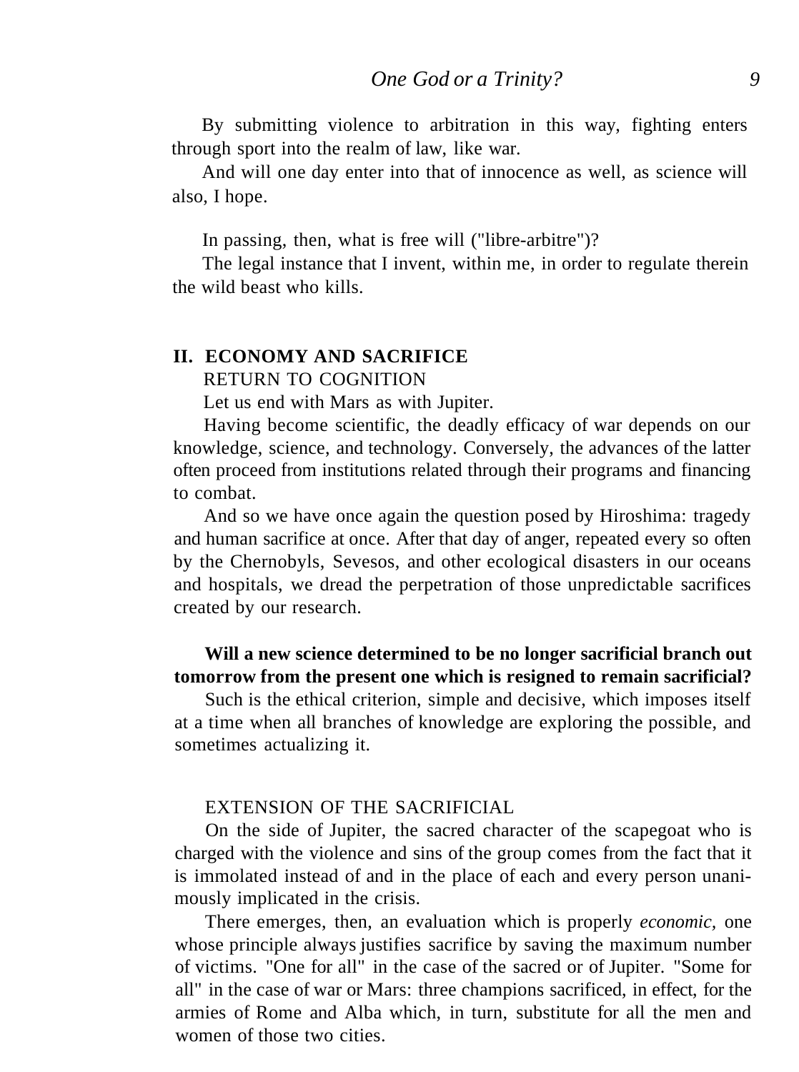By submitting violence to arbitration in this way, fighting enters through sport into the realm of law, like war.

And will one day enter into that of innocence as well, as science will also, I hope.

In passing, then, what is free will ("libre-arbitre")?

The legal instance that I invent, within me, in order to regulate therein the wild beast who kills.

## II. ECONOMY AND SACRIFICE

### RETURN TO COGNITION

Let us end with Mars as with Jupiter.

Having become scientific, the deadly efficacy of war depends on our knowledge, science, and technology. Conversely, the advances of the latter often proceed from institutions related through their programs and financing to combat.

And so we have once again the question posed by Hiroshima: tragedy and human sacrifice at once. After that day of anger, repeated every so often by the Chernobyls, Sevesos, and other ecological disasters in our oceans and hospitals, we dread the perpetration of those unpredictable sacrifices created by our research.

**Will a new science determined to be no longer sacrificial branch out tomorrow from the present one which is resigned to remain sacrificial?**

Such is the ethical criterion, simple and decisive, which imposes itself at a time when all branches of knowledge are exploring the possible, and sometimes actualizing it.

### EXTENSION OF THE SACRIFICIAL

On the side of Jupiter, the sacred character of the scapegoat who is charged with the violence and sins of the group comes from the fact that it is immolated instead of and in the place of each and every person unanimously implicated in the crisis.

There emerges, then, an evaluation which is properly *economic*, one whose principle always justifies sacrifice by saving the maximum number of victims. "One for all" in the case of the sacred or of Jupiter. "Some for all" in the case of war or Mars: three champions sacrificed, in effect, for the armies of Rome and Alba which, in turn, substitute for all the men and women of those two cities.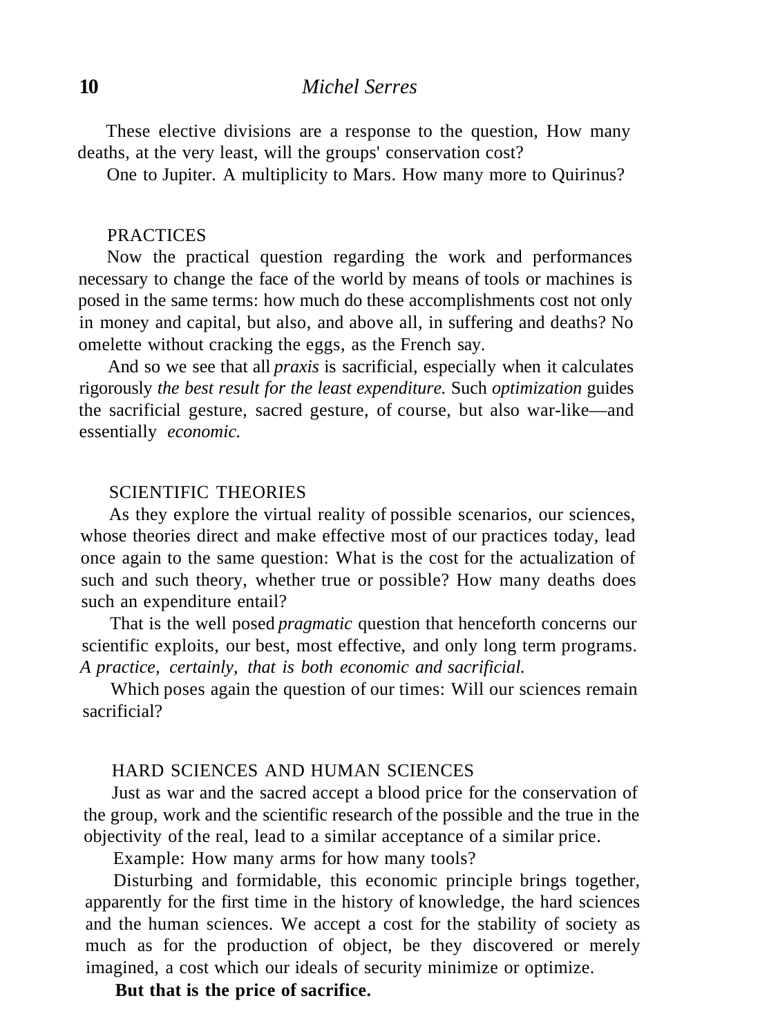These elective divisions are a response to the question, How many deaths, at the very least, will the groups' conservation cost?

One to Jupiter. A multiplicity to Mars. How many more to Quirinus?

## PRACTICES

Now the practical question regarding the work and performances necessary to change the face of the world by means of tools or machines is posed in the same terms: how much do these accomplishments cost not only in money and capital, but also, and above all, in suffering and deaths? No omelette without cracking the eggs, as the French say.

And so we see that all *praxis* is sacrificial, especially when it calculates rigorously *the best result for the least expenditure.* Such *optimization* guides the sacrificial gesture, sacred gesture, of course, but also war-like—and essentially *economic.*

## SCIENTIFIC THEORIES

As they explore the virtual reality of possible scenarios, our sciences, whose theories direct and make effective most of our practices today, lead once again to the same question: What is the cost for the actualization of such and such theory, whether true or possible? How many deaths does such an expenditure entail?

That is the well posed *pragmatic* question that henceforth concerns our scientific exploits, our best, most effective, and only long term programs. *A practice, certainly, that is both economic and sacrificial.*

Which poses again the question of our times: Will our sciences remain sacrificial?

## HARD SCIENCES AND HUMAN SCIENCES

Just as war and the sacred accept a blood price for the conservation of the group, work and the scientific research of the possible and the true in the objectivity of the real, lead to a similar acceptance of a similar price.

Example: How many arms for how many tools?

Disturbing and formidable, this economic principle brings together, apparently for the first time in the history of knowledge, the hard sciences and the human sciences. We accept a cost for the stability of society as much as for the production of object, be they discovered or merely imagined, a cost which our ideals of security minimize or optimize.

**But that is the price of sacrifice.**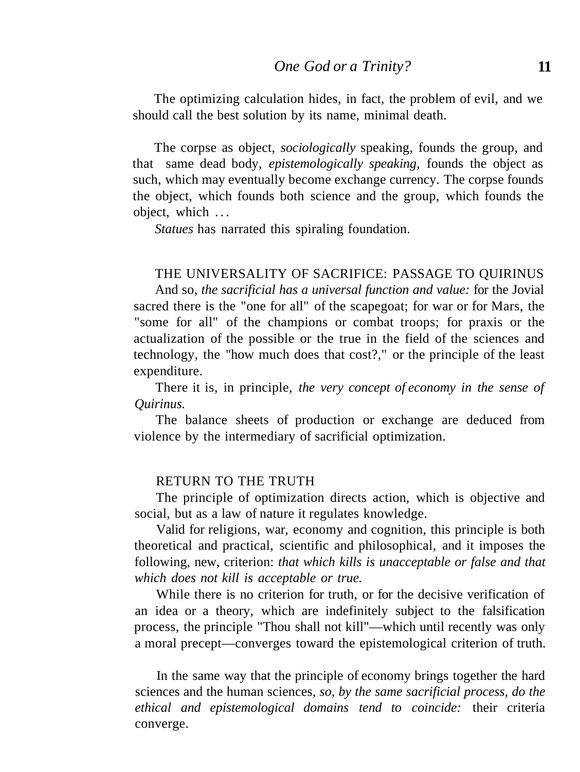The optimizing calculation hides, in fact, the problem of evil, and we should call the best solution by its name, minimal death.

The corpse as object, *sociologically* speaking, founds the group, and that same dead body, *epistemologically speaking,* founds the object as such, which may eventually become exchange currency. The corpse founds the object, which founds both science and the group, which founds the object, which . . .

*Statues* has narrated this spiraling foundation.

### THE UNIVERSALITY OF SACRIFICE: PASSAGE TO QUIRINUS

And so, *the sacrificial has a universal function and value:* for the Jovial sacred there is the "one for all" of the scapegoat; for war or for Mars, the "some for all" of the champions or combat troops; for praxis or the actualization of the possible or the true in the field of the sciences and technology, the "how much does that cost?," or the principle of the least expenditure.

There it is, in principle, *the very concept of economy in the sense of Quirinus.*

The balance sheets of production or exchange are deduced from violence by the intermediary of sacrificial optimization.

### RETURN TO THE TRUTH

The principle of optimization directs action, which is objective and social, but as a law of nature it regulates knowledge.

Valid for religions, war, economy and cognition, this principle is both theoretical and practical, scientific and philosophical, and it imposes the following, new, criterion: *that which kills is unacceptable or false and that which does not kill is acceptable or true.*

While there is no criterion for truth, or for the decisive verification of an idea or a theory, which are indefinitely subject to the falsification process, the principle "Thou shall not kill"—which until recently was only a moral precept—converges toward the epistemological criterion of truth.

In the same way that the principle of economy brings together the hard sciences and the human sciences, *so, by the same sacrificial process, do the ethical and epistemological domains tend to coincide:* their criteria converge.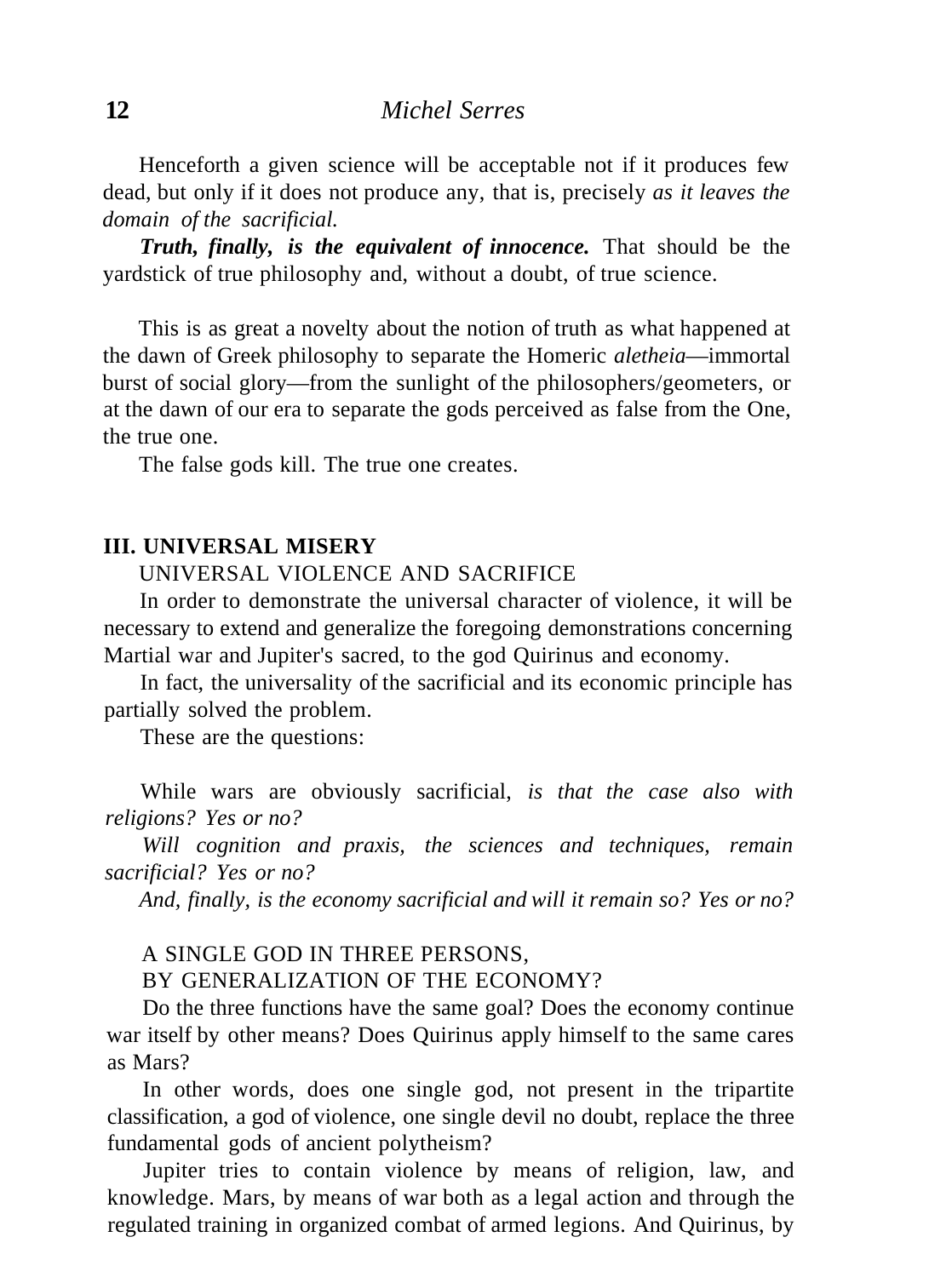Henceforth a given science will be acceptable not if it produces few dead, but only if it does not produce any, that is, precisely *as it leaves the domain of the sacrificial.*

***Truth, finally, is the equivalent of innocence.*** That should be the yardstick of true philosophy and, without a doubt, of true science.

This is as great a novelty about the notion of truth as what happened at the dawn of Greek philosophy to separate the Homeric *aletheia*—immortal burst of social glory—from the sunlight of the philosophers/geometers, or at the dawn of our era to separate the gods perceived as false from the One, the true one.

The false gods kill. The true one creates.

## III. UNIVERSAL MISERY

### UNIVERSAL VIOLENCE AND SACRIFICE

In order to demonstrate the universal character of violence, it will be necessary to extend and generalize the foregoing demonstrations concerning Martial war and Jupiter's sacred, to the god Quirinus and economy.

In fact, the universality of the sacrificial and its economic principle has partially solved the problem.

These are the questions:

While wars are obviously sacrificial, *is that the case also with religions? Yes or no?*

*Will cognition and praxis, the sciences and techniques, remain sacrificial? Yes or no?*

*And, finally, is the economy sacrificial and will it remain so? Yes or no?*

### A SINGLE GOD IN THREE PERSONS, BY GENERALIZATION OF THE ECONOMY?

Do the three functions have the same goal? Does the economy continue war itself by other means? Does Quirinus apply himself to the same cares as Mars?

In other words, does one single god, not present in the tripartite classification, a god of violence, one single devil no doubt, replace the three fundamental gods of ancient polytheism?

Jupiter tries to contain violence by means of religion, law, and knowledge. Mars, by means of war both as a legal action and through the regulated training in organized combat of armed legions. And Quirinus, by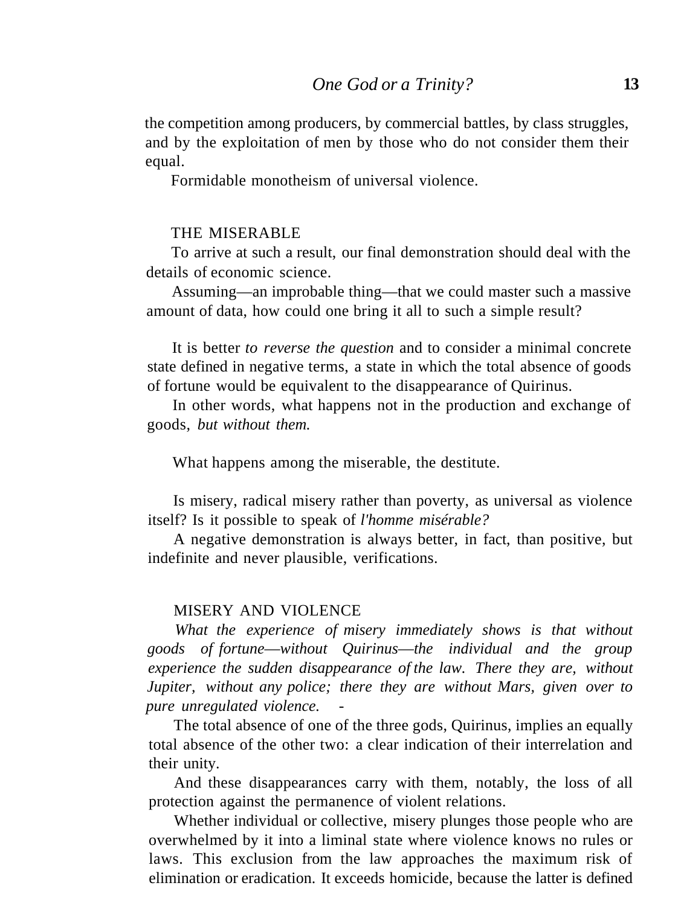the competition among producers, by commercial battles, by class struggles, and by the exploitation of men by those who do not consider them their equal.

Formidable monotheism of universal violence.

## THE MISERABLE

To arrive at such a result, our final demonstration should deal with the details of economic science.

Assuming—an improbable thing—that we could master such a massive amount of data, how could one bring it all to such a simple result?

It is better *to reverse the question* and to consider a minimal concrete state defined in negative terms, a state in which the total absence of goods of fortune would be equivalent to the disappearance of Quirinus.

In other words, what happens not in the production and exchange of goods, *but without them.*

What happens among the miserable, the destitute.

Is misery, radical misery rather than poverty, as universal as violence itself? Is it possible to speak of *l'homme misérable?*

A negative demonstration is always better, in fact, than positive, but indefinite and never plausible, verifications.

## MISERY AND VIOLENCE

*What the experience of misery immediately shows is that without goods of fortune—without Quirinus—the individual and the group experience the sudden disappearance of the law. There they are, without Jupiter, without any police; there they are without Mars, given over to pure unregulated violence.* -

The total absence of one of the three gods, Quirinus, implies an equally total absence of the other two: a clear indication of their interrelation and their unity.

And these disappearances carry with them, notably, the loss of all protection against the permanence of violent relations.

Whether individual or collective, misery plunges those people who are overwhelmed by it into a liminal state where violence knows no rules or laws. This exclusion from the law approaches the maximum risk of elimination or eradication. It exceeds homicide, because the latter is defined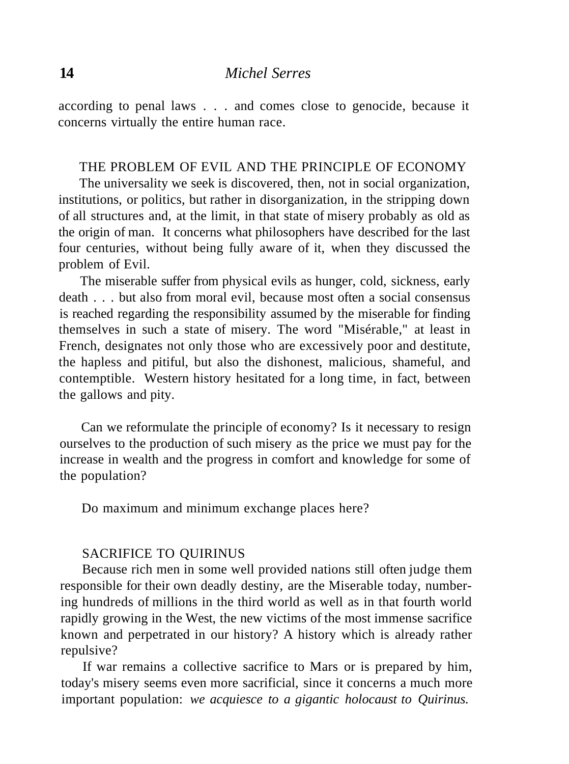according to penal laws . . . and comes close to genocide, because it concerns virtually the entire human race.

### THE PROBLEM OF EVIL AND THE PRINCIPLE OF ECONOMY

The universality we seek is discovered, then, not in social organization, institutions, or politics, but rather in disorganization, in the stripping down of all structures and, at the limit, in that state of misery probably as old as the origin of man. It concerns what philosophers have described for the last four centuries, without being fully aware of it, when they discussed the problem of Evil.

The miserable suffer from physical evils as hunger, cold, sickness, early death . . . but also from moral evil, because most often a social consensus is reached regarding the responsibility assumed by the miserable for finding themselves in such a state of misery. The word "Misérable," at least in French, designates not only those who are excessively poor and destitute, the hapless and pitiful, but also the dishonest, malicious, shameful, and contemptible. Western history hesitated for a long time, in fact, between the gallows and pity.

Can we reformulate the principle of economy? Is it necessary to resign ourselves to the production of such misery as the price we must pay for the increase in wealth and the progress in comfort and knowledge for some of the population?

Do maximum and minimum exchange places here?

### SACRIFICE TO QUIRINUS

Because rich men in some well provided nations still often judge them responsible for their own deadly destiny, are the Miserable today, numbering hundreds of millions in the third world as well as in that fourth world rapidly growing in the West, the new victims of the most immense sacrifice known and perpetrated in our history? A history which is already rather repulsive?

If war remains a collective sacrifice to Mars or is prepared by him, today's misery seems even more sacrificial, since it concerns a much more important population: *we acquiesce to a gigantic holocaust to Quirinus.*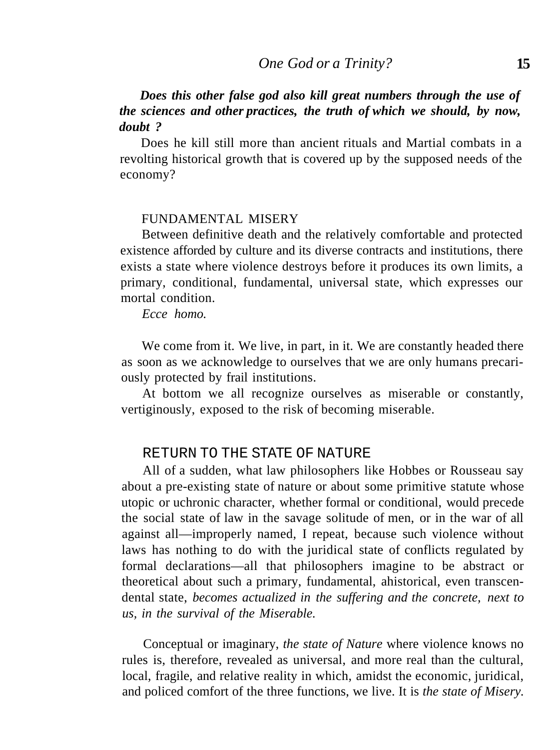***Does this other false god also kill great numbers through the use of the sciences and other practices, the truth of which we should, by now, doubt ?***

Does he kill still more than ancient rituals and Martial combats in a revolting historical growth that is covered up by the supposed needs of the economy?

## FUNDAMENTAL MISERY

Between definitive death and the relatively comfortable and protected existence afforded by culture and its diverse contracts and institutions, there exists a state where violence destroys before it produces its own limits, a primary, conditional, fundamental, universal state, which expresses our mortal condition.

*Ecce homo.*

We come from it. We live, in part, in it. We are constantly headed there as soon as we acknowledge to ourselves that we are only humans precariously protected by frail institutions.

At bottom we all recognize ourselves as miserable or constantly, vertiginously, exposed to the risk of becoming miserable.

## RETURN TO THE STATE OF NATURE

All of a sudden, what law philosophers like Hobbes or Rousseau say about a pre-existing state of nature or about some primitive statute whose utopic or uchronic character, whether formal or conditional, would precede the social state of law in the savage solitude of men, or in the war of all against all—improperly named, I repeat, because such violence without laws has nothing to do with the juridical state of conflicts regulated by formal declarations—all that philosophers imagine to be abstract or theoretical about such a primary, fundamental, ahistorical, even transcendental state, *becomes actualized in the suffering and the concrete, next to us, in the survival of the Miserable.*

Conceptual or imaginary, *the state of Nature* where violence knows no rules is, therefore, revealed as universal, and more real than the cultural, local, fragile, and relative reality in which, amidst the economic, juridical, and policed comfort of the three functions, we live. It is *the state of Misery.*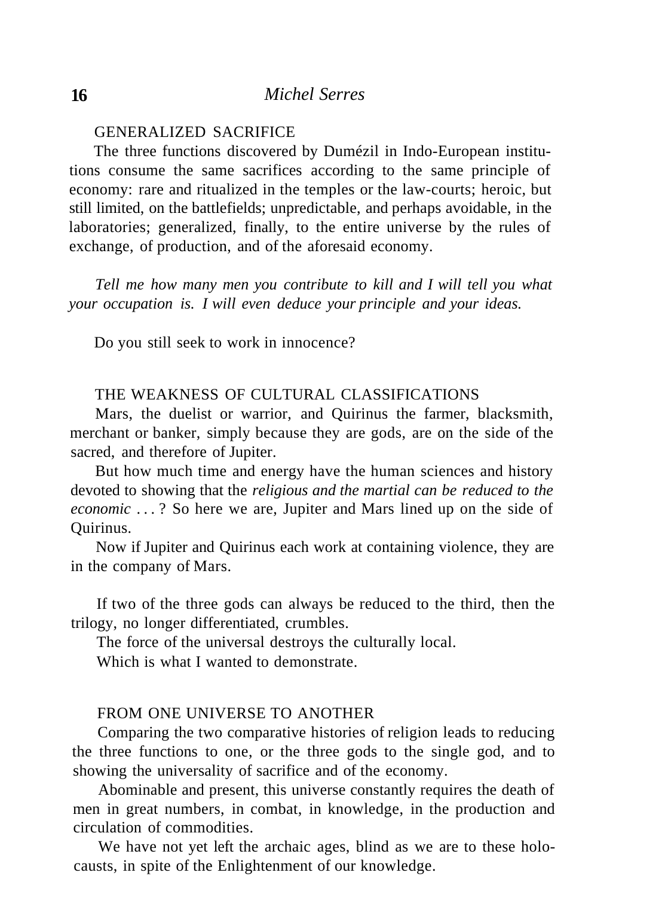### GENERALIZED SACRIFICE

The three functions discovered by Dumézil in Indo-European institutions consume the same sacrifices according to the same principle of economy: rare and ritualized in the temples or the law-courts; heroic, but still limited, on the battlefields; unpredictable, and perhaps avoidable, in the laboratories; generalized, finally, to the entire universe by the rules of exchange, of production, and of the aforesaid economy.

*Tell me how many men you contribute to kill and I will tell you what your occupation is. I will even deduce your principle and your ideas.*

Do you still seek to work in innocence?

### THE WEAKNESS OF CULTURAL CLASSIFICATIONS

Mars, the duelist or warrior, and Quirinus the farmer, blacksmith, merchant or banker, simply because they are gods, are on the side of the sacred, and therefore of Jupiter.

But how much time and energy have the human sciences and history devoted to showing that the *religious and the martial can be reduced to the economic* . . . ? So here we are, Jupiter and Mars lined up on the side of Quirinus.

Now if Jupiter and Quirinus each work at containing violence, they are in the company of Mars.

If two of the three gods can always be reduced to the third, then the trilogy, no longer differentiated, crumbles.

The force of the universal destroys the culturally local.

Which is what I wanted to demonstrate.

### FROM ONE UNIVERSE TO ANOTHER

Comparing the two comparative histories of religion leads to reducing the three functions to one, or the three gods to the single god, and to showing the universality of sacrifice and of the economy.

Abominable and present, this universe constantly requires the death of men in great numbers, in combat, in knowledge, in the production and circulation of commodities.

We have not yet left the archaic ages, blind as we are to these holocausts, in spite of the Enlightenment of our knowledge.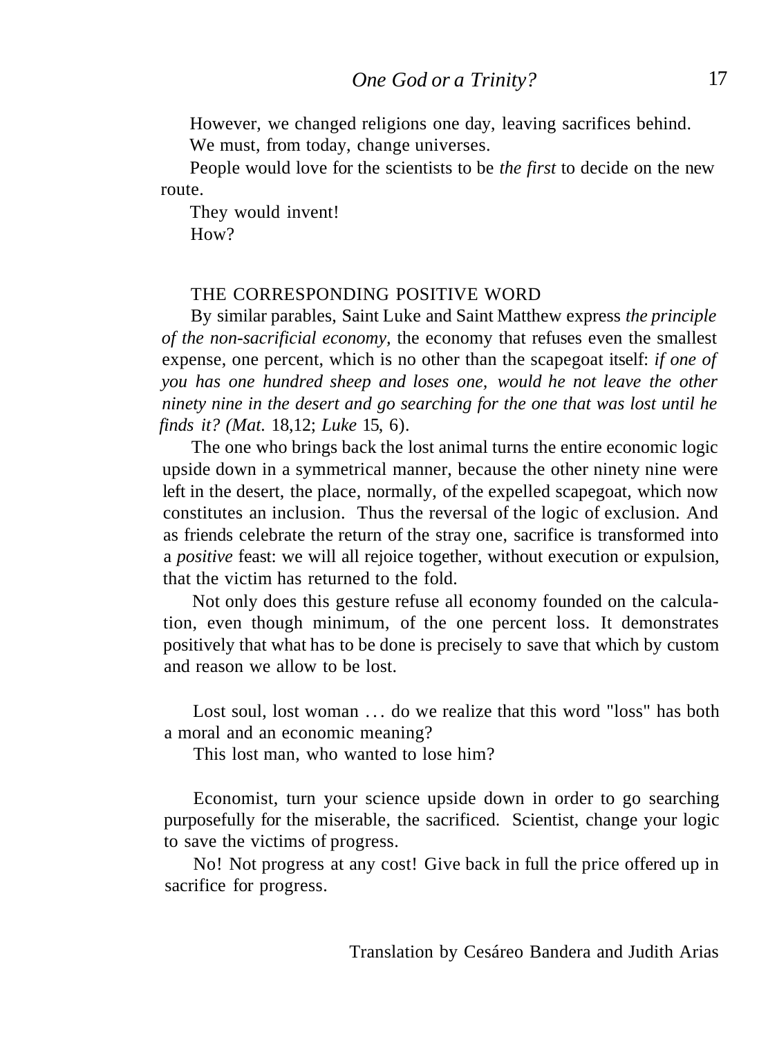However, we changed religions one day, leaving sacrifices behind.

We must, from today, change universes.

People would love for the scientists to be *the first* to decide on the new route.

They would invent!

How?

## THE CORRESPONDING POSITIVE WORD

By similar parables, Saint Luke and Saint Matthew express *the principle of the non-sacrificial economy,* the economy that refuses even the smallest expense, one percent, which is no other than the scapegoat itself: *if one of you has one hundred sheep and loses one, would he not leave the other ninety nine in the desert and go searching for the one that was lost until he finds it? (Mat.* 18,12; *Luke* 15, 6).

The one who brings back the lost animal turns the entire economic logic upside down in a symmetrical manner, because the other ninety nine were left in the desert, the place, normally, of the expelled scapegoat, which now constitutes an inclusion. Thus the reversal of the logic of exclusion. And as friends celebrate the return of the stray one, sacrifice is transformed into a *positive* feast: we will all rejoice together, without execution or expulsion, that the victim has returned to the fold.

Not only does this gesture refuse all economy founded on the calculation, even though minimum, of the one percent loss. It demonstrates positively that what has to be done is precisely to save that which by custom and reason we allow to be lost.

Lost soul, lost woman ... do we realize that this word "loss" has both a moral and an economic meaning?

This lost man, who wanted to lose him?

Economist, turn your science upside down in order to go searching purposefully for the miserable, the sacrificed. Scientist, change your logic to save the victims of progress.

No! Not progress at any cost! Give back in full the price offered up in sacrifice for progress.

Translation by Cesáreo Bandera and Judith Arias